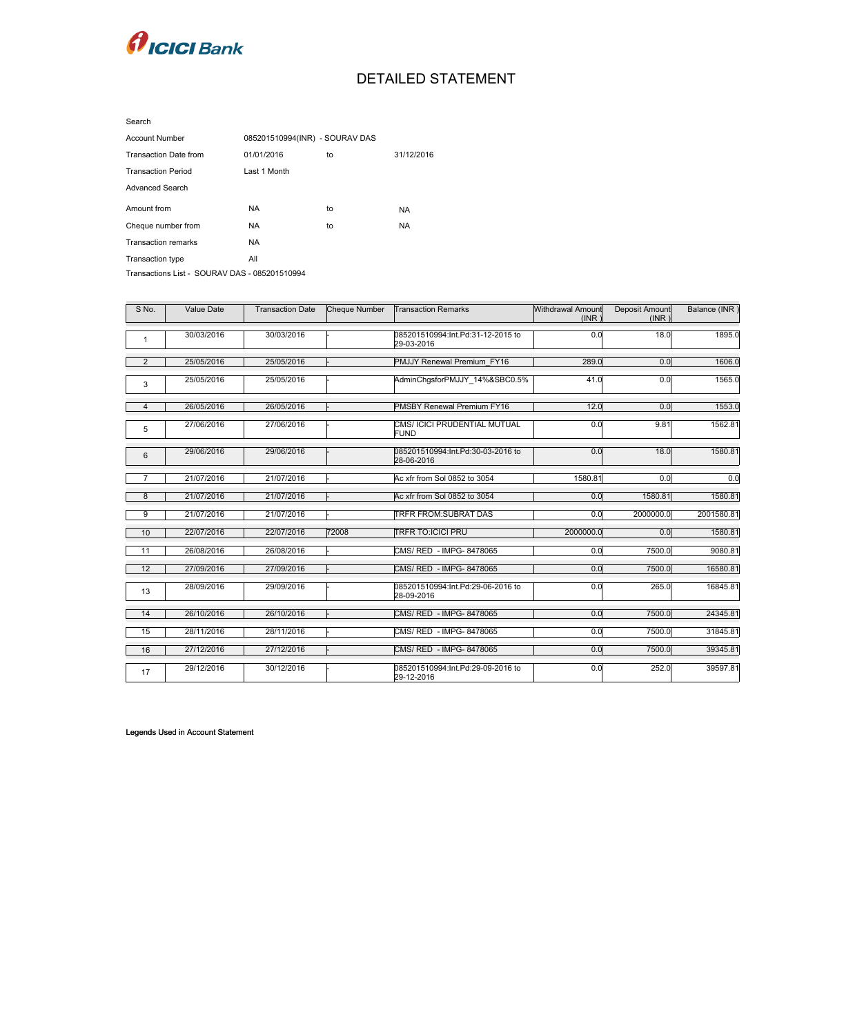ICICI Bank

# DETAILED STATEMENT

Search

| | | | |
|---|---|---|---|
| Account Number | 085201510994(INR) - SOURAV DAS | | |
| Transaction Date from | 01/01/2016 | to | 31/12/2016 |
| Transaction Period | Last 1 Month | | |
| Advanced Search | | | |
| Amount from | NA | to | NA |
| Cheque number from | NA | to | NA |
| Transaction remarks | NA | | |
| Transaction type | All | | |

Transactions List - SOURAV DAS - 085201510994

| S No. | Value Date | Transaction Date | Cheque Number | Transaction Remarks | Withdrawal Amount (INR ) | Deposit Amount (INR ) | Balance (INR ) |
|---|---|---|---|---|---|---|---|
| 1 | 30/03/2016 | 30/03/2016 | - | 085201510994:Int.Pd:31-12-2015 to 29-03-2016 | 0.0 | 18.0 | 1895.0 |
| 2 | 25/05/2016 | 25/05/2016 | - | PMJJY Renewal Premium_FY16 | 289.0 | 0.0 | 1606.0 |
| 3 | 25/05/2016 | 25/05/2016 | - | AdminChgsforPMJJY_14%&SBC0.5% | 41.0 | 0.0 | 1565.0 |
| 4 | 26/05/2016 | 26/05/2016 | - | PMSBY Renewal Premium FY16 | 12.0 | 0.0 | 1553.0 |
| 5 | 27/06/2016 | 27/06/2016 | - | CMS/ ICICI PRUDENTIAL MUTUAL FUND | 0.0 | 9.81 | 1562.81 |
| 6 | 29/06/2016 | 29/06/2016 | - | 085201510994:Int.Pd:30-03-2016 to 28-06-2016 | 0.0 | 18.0 | 1580.81 |
| 7 | 21/07/2016 | 21/07/2016 | - | Ac xfr from Sol 0852 to 3054 | 1580.81 | 0.0 | 0.0 |
| 8 | 21/07/2016 | 21/07/2016 | - | Ac xfr from Sol 0852 to 3054 | 0.0 | 1580.81 | 1580.81 |
| 9 | 21/07/2016 | 21/07/2016 | - | TRFR FROM:SUBRAT DAS | 0.0 | 2000000.0 | 2001580.81 |
| 10 | 22/07/2016 | 22/07/2016 | 72008 | TRFR TO:ICICI PRU | 2000000.0 | 0.0 | 1580.81 |
| 11 | 26/08/2016 | 26/08/2016 | - | CMS/ RED - IMPG- 8478065 | 0.0 | 7500.0 | 9080.81 |
| 12 | 27/09/2016 | 27/09/2016 | - | CMS/ RED - IMPG- 8478065 | 0.0 | 7500.0 | 16580.81 |
| 13 | 28/09/2016 | 29/09/2016 | - | 085201510994:Int.Pd:29-06-2016 to 28-09-2016 | 0.0 | 265.0 | 16845.81 |
| 14 | 26/10/2016 | 26/10/2016 | - | CMS/ RED - IMPG- 8478065 | 0.0 | 7500.0 | 24345.81 |
| 15 | 28/11/2016 | 28/11/2016 | - | CMS/ RED - IMPG- 8478065 | 0.0 | 7500.0 | 31845.81 |
| 16 | 27/12/2016 | 27/12/2016 | - | CMS/ RED - IMPG- 8478065 | 0.0 | 7500.0 | 39345.81 |
| 17 | 29/12/2016 | 30/12/2016 | - | 085201510994:Int.Pd:29-09-2016 to 29-12-2016 | 0.0 | 252.0 | 39597.81 |

**Legends Used in Account Statement**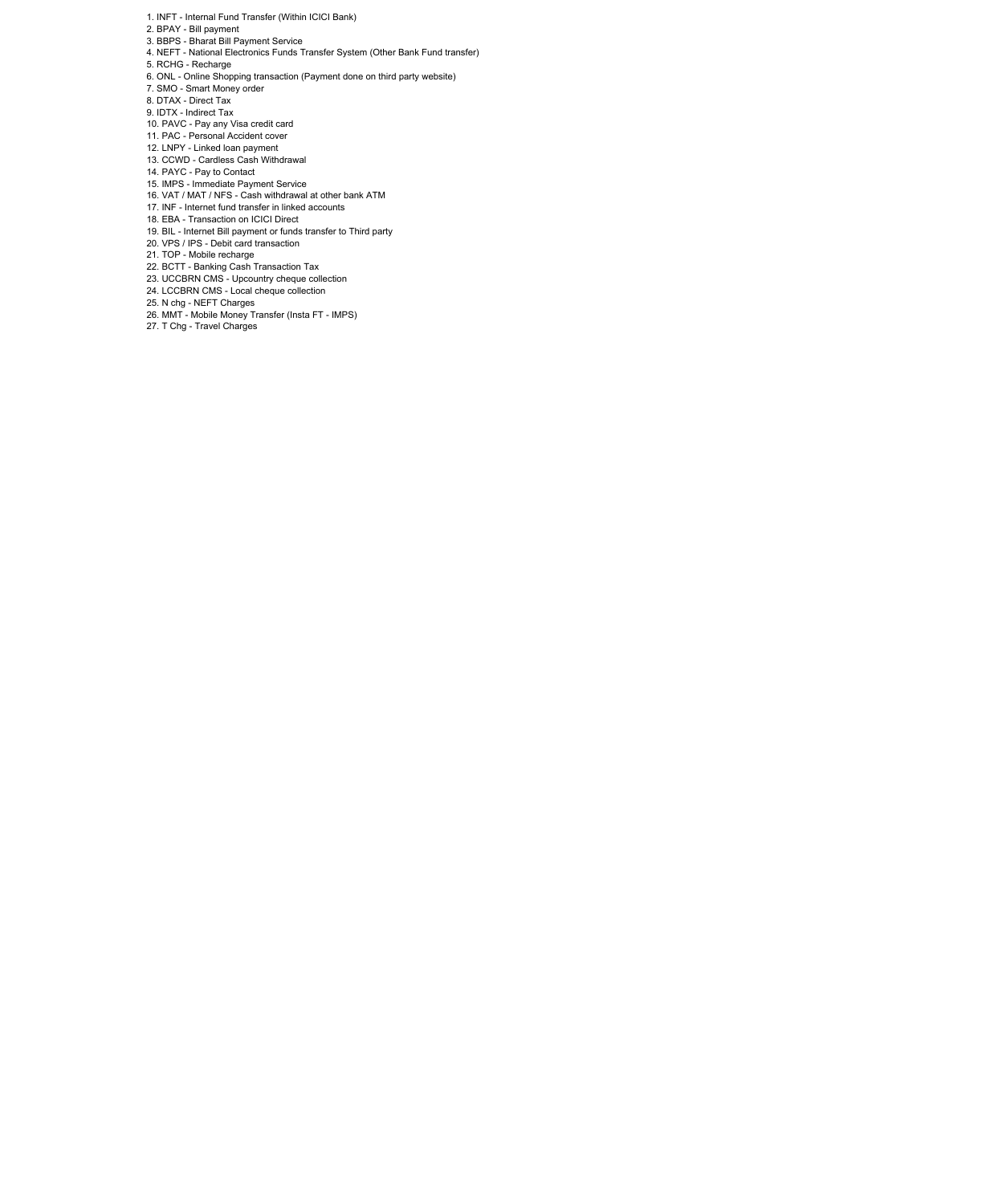1. INFT - Internal Fund Transfer (Within ICICI Bank)
2. BPAY - Bill payment
3. BBPS - Bharat Bill Payment Service
4. NEFT - National Electronics Funds Transfer System (Other Bank Fund transfer)
5. RCHG - Recharge
6. ONL - Online Shopping transaction (Payment done on third party website)
7. SMO - Smart Money order
8. DTAX - Direct Tax
9. IDTX - Indirect Tax
10. PAVC - Pay any Visa credit card
11. PAC - Personal Accident cover
12. LNPY - Linked loan payment
13. CCWD - Cardless Cash Withdrawal
14. PAYC - Pay to Contact
15. IMPS - Immediate Payment Service
16. VAT / MAT / NFS - Cash withdrawal at other bank ATM
17. INF - Internet fund transfer in linked accounts
18. EBA - Transaction on ICICI Direct
19. BIL - Internet Bill payment or funds transfer to Third party
20. VPS / IPS - Debit card transaction
21. TOP - Mobile recharge
22. BCTT - Banking Cash Transaction Tax
23. UCCBRN CMS - Upcountry cheque collection
24. LCCBRN CMS - Local cheque collection
25. N chg - NEFT Charges
26. MMT - Mobile Money Transfer (Insta FT - IMPS)
27. T Chg - Travel Charges